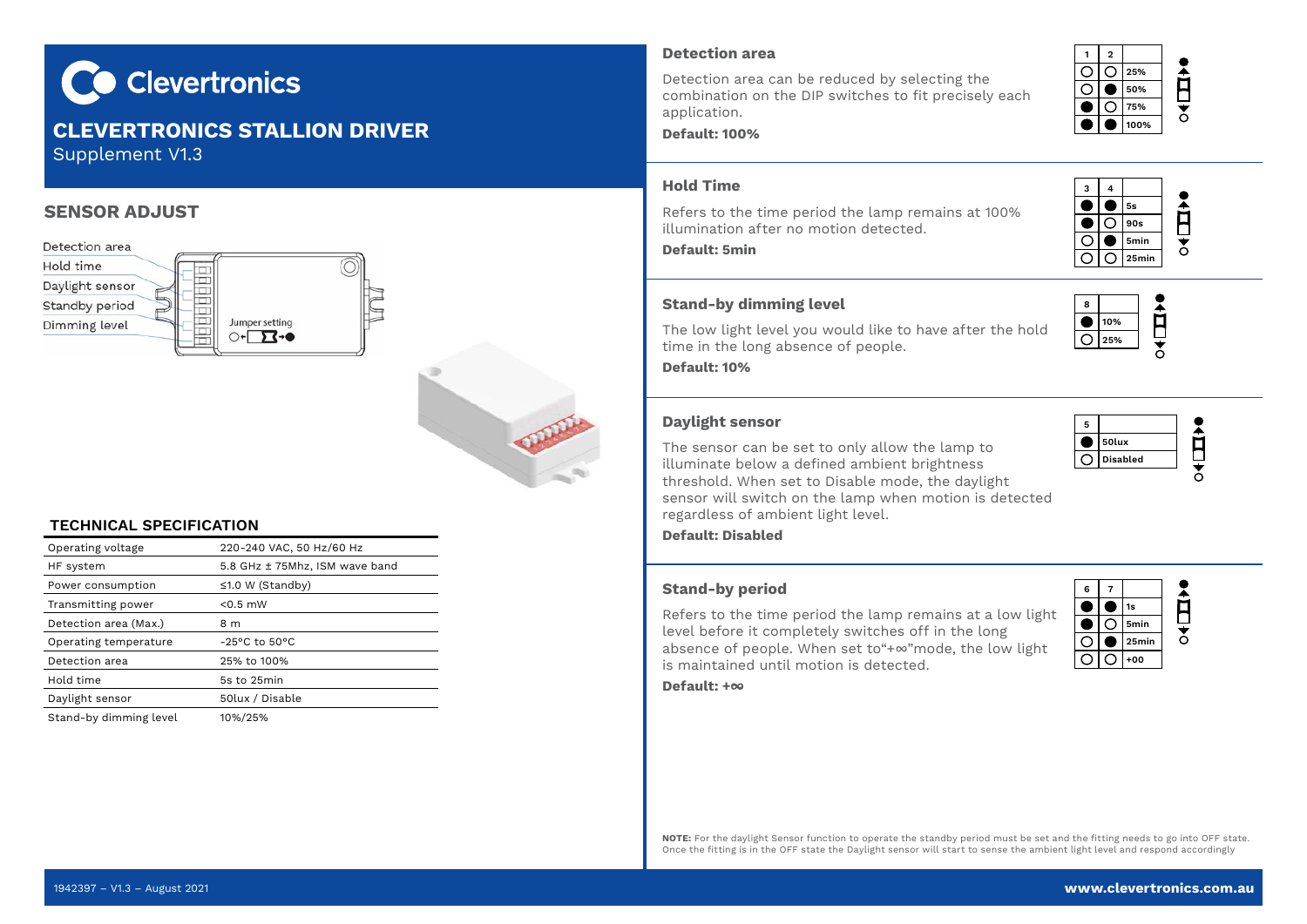# Clevertronics

## CLEVERTRONICS STALLION DRIVER

Supplement V1.3

## SENSOR ADJUST

Detection area
Hold time
Daylight sensor
Standby period
Dimming level

Jumper setting

## TECHNICAL SPECIFICATION

| | |
|---|---|
| Operating voltage | 220-240 VAC, 50 Hz/60 Hz |
| HF system | 5.8 GHz ± 75Mhz, ISM wave band |
| Power consumption | ≤1.0 W (Standby) |
| Transmitting power | <0.5 mW |
| Detection area (Max.) | 8 m |
| Operating temperature | -25°C to 50°C |
| Detection area | 25% to 100% |
| Hold time | 5s to 25min |
| Daylight sensor | 50lux / Disable |
| Stand-by dimming level | 10%/25% |

### Detection area

Detection area can be reduced by selecting the combination on the DIP switches to fit precisely each application.

**Default: 100%**

| 1 | 2 | |
|---|---|---|
| ○ | ○ | 25% |
| ○ | ● | 50% |
| ● | ○ | 75% |
| ● | ● | 100% |

### Hold Time

Refers to the time period the lamp remains at 100% illumination after no motion detected.

**Default: 5min**

| 3 | 4 | |
|---|---|---|
| ● | ● | 5s |
| ● | ○ | 90s |
| ○ | ● | 5min |
| ○ | ○ | 25min |

### Stand-by dimming level

The low light level you would like to have after the hold time in the long absence of people.

**Default: 10%**

| 8 | |
|---|---|
| ● | 10% |
| ○ | 25% |

### Daylight sensor

The sensor can be set to only allow the lamp to illuminate below a defined ambient brightness threshold. When set to Disable mode, the daylight sensor will switch on the lamp when motion is detected regardless of ambient light level.

**Default: Disabled**

| 5 | |
|---|---|
| ● | 50lux |
| ○ | Disabled |

### Stand-by period

Refers to the time period the lamp remains at a low light level before it completely switches off in the long absence of people. When set to"+∞"mode, the low light is maintained until motion is detected.

**Default: +∞**

| 6 | 7 | |
|---|---|---|
| ● | ● | 1s |
| ● | ○ | 5min |
| ○ | ● | 25min |
| ○ | ○ | +00 |

**NOTE:** For the daylight Sensor function to operate the standby period must be set and the fitting needs to go into OFF state. Once the fitting is in the OFF state the Daylight sensor will start to sense the ambient light level and respond accordingly

1942397 – V1.3 – August 2021

**www.clevertronics.com.au**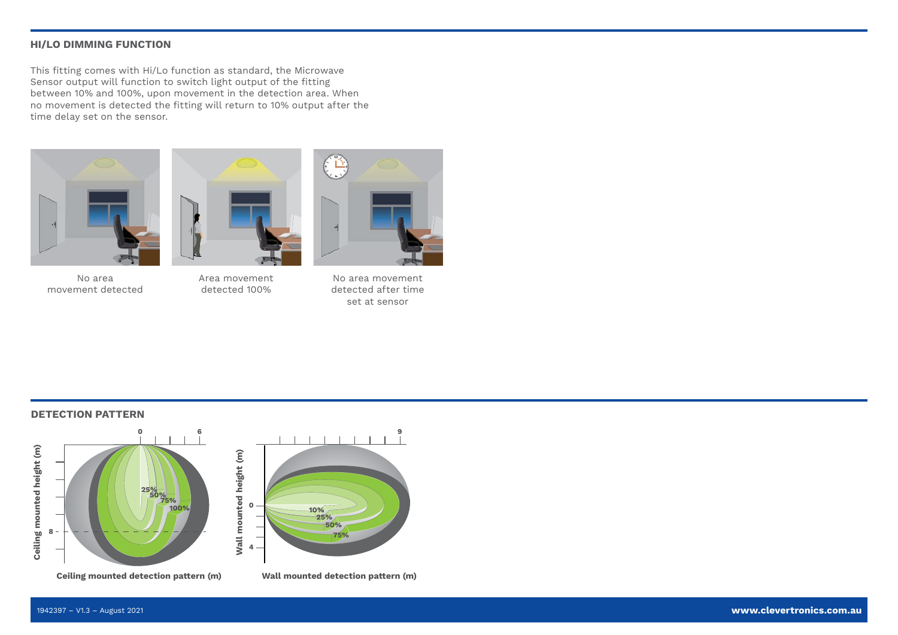## HI/LO DIMMING FUNCTION

This fitting comes with Hi/Lo function as standard, the Microwave Sensor output will function to switch light output of the fitting between 10% and 100%, upon movement in the detection area. When no movement is detected the fitting will return to 10% output after the time delay set on the sensor.

No area movement detected

Area movement detected 100%

No area movement detected after time set at sensor

## DETECTION PATTERN

Ceiling mounted height (m)

0

6

8

25%

50%

75%

100%

Ceiling mounted detection pattern (m)

Wall mounted height (m)

9

0

4

10%

25%

50%

75%

Wall mounted detection pattern (m)

1942397 – V1.3 – August 2021

**www.clevertronics.com.au**